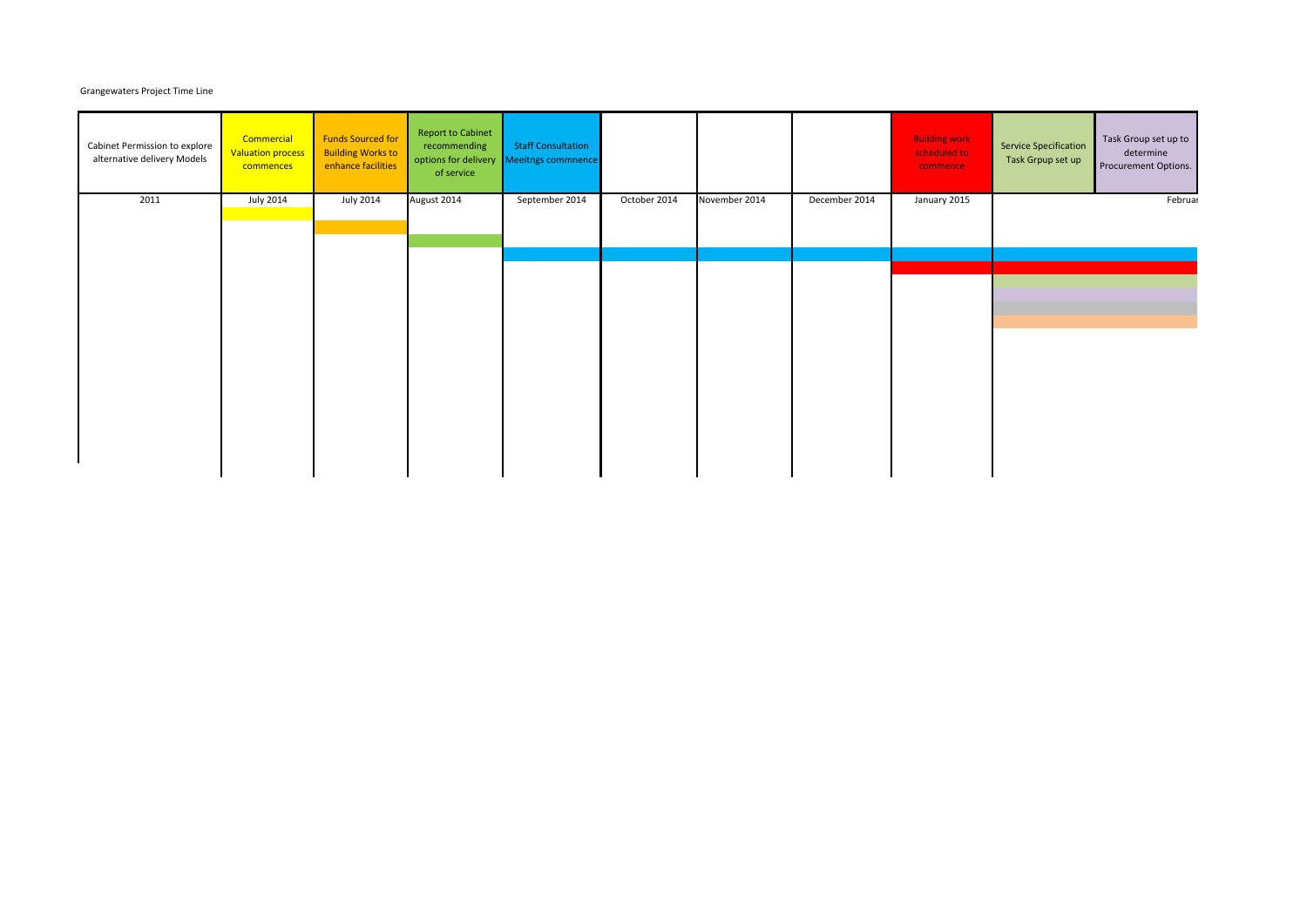Grangewaters Project Time Line

| Cabinet Permission to explore alternative delivery Models | Commercial Valuation process commences | Funds Sourced for Building Works to enhance facilities | Report to Cabinet recommending options for delivery of service | Staff Consultation Meeitngs commnence | | | | Building work scheduled to commence | Service Specification Task Grpup set up | Task Group set up to determine Procurement Options. |
|---|---|---|---|---|---|---|---|---|---|---|
| 2011 | July 2014 | July 2014 | August 2014 | September 2014 | October 2014 | November 2014 | December 2014 | January 2015 | | Februar |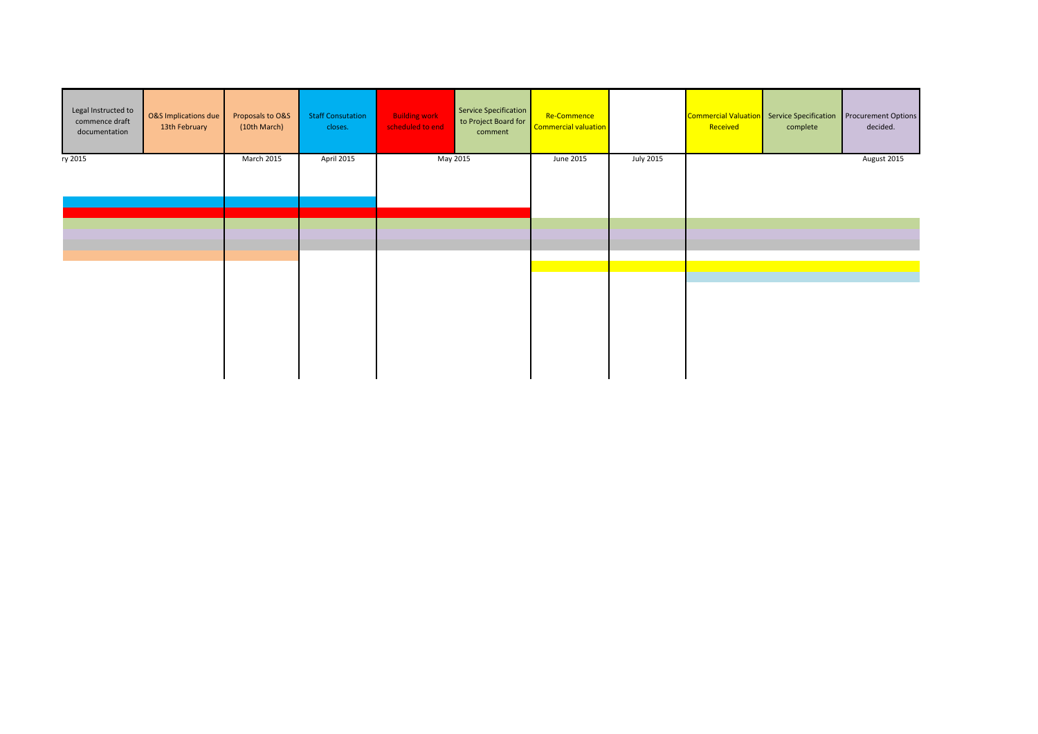| Legal Instructed to commence draft documentation | O&S Implications due 13th February | Proposals to O&S (10th March) | Staff Consutation closes. | Building work scheduled to end | Service Specification to Project Board for comment | Re-Commence Commercial valuation | | Commercial Valuation Received | Service Specification complete | Procurement Options decided. |
|---|---|---|---|---|---|---|---|---|---|---|
| ry 2015 | | March 2015 | April 2015 | May 2015 | | June 2015 | July 2015 | | | August 2015 |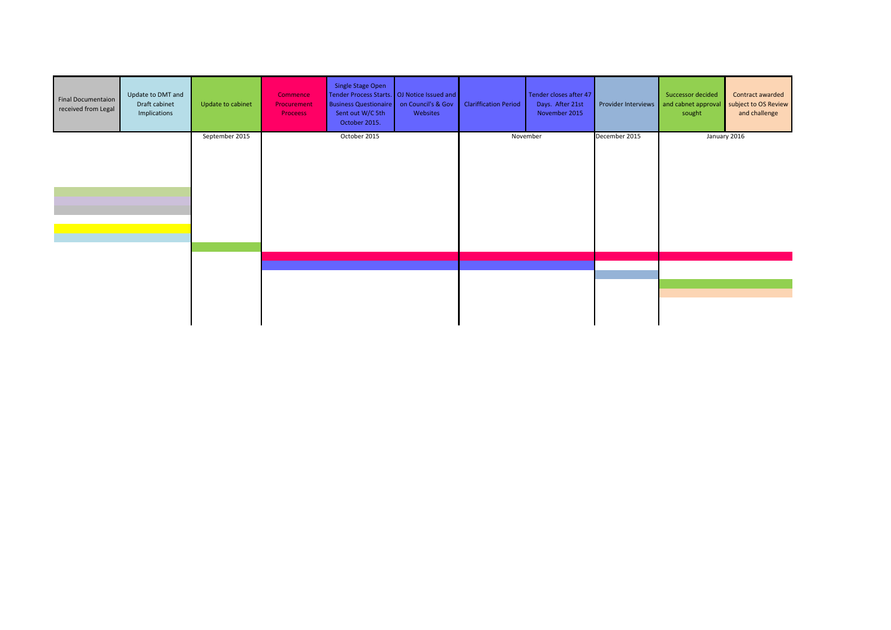| Final Documentaion received from Legal | Update to DMT and Draft cabinet Implications | Update to cabinet | Commence Procurement Proceess | Single Stage Open Tender Process Starts. Business Questionaire Sent out W/C 5th October 2015. | OJ Notice Issued and on Council's & Gov Websites | Clariffication Period | Tender closes after 47 Days. After 21st November 2015 | Provider Interviews | Successor decided and cabnet approval sought | Contract awarded subject to OS Review and challenge |
|---|---|---|---|---|---|---|---|---|---|---|
| | | September 2015 | | October 2015 | | | November | December 2015 | | January 2016 |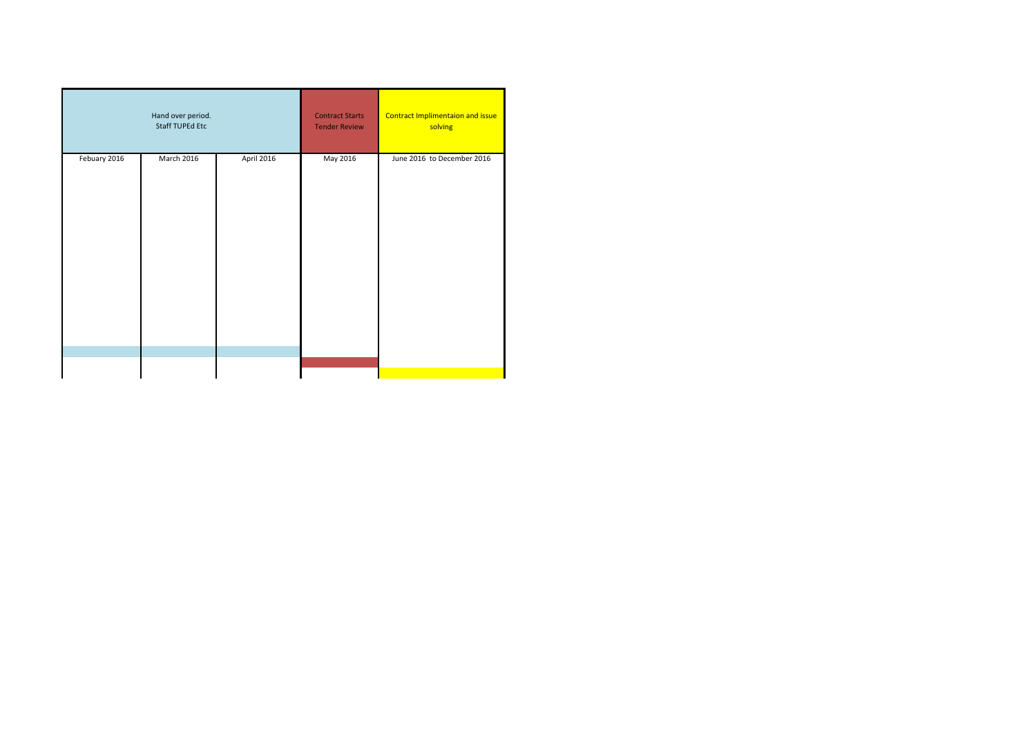| Hand over period. Staff TUPEd Etc | | | Contract Starts Tender Review | Contract Implimentaion and issue solving |
|---|---|---|---|---|
| Febuary 2016 | March 2016 | April 2016 | May 2016 | June 2016 to December 2016 |